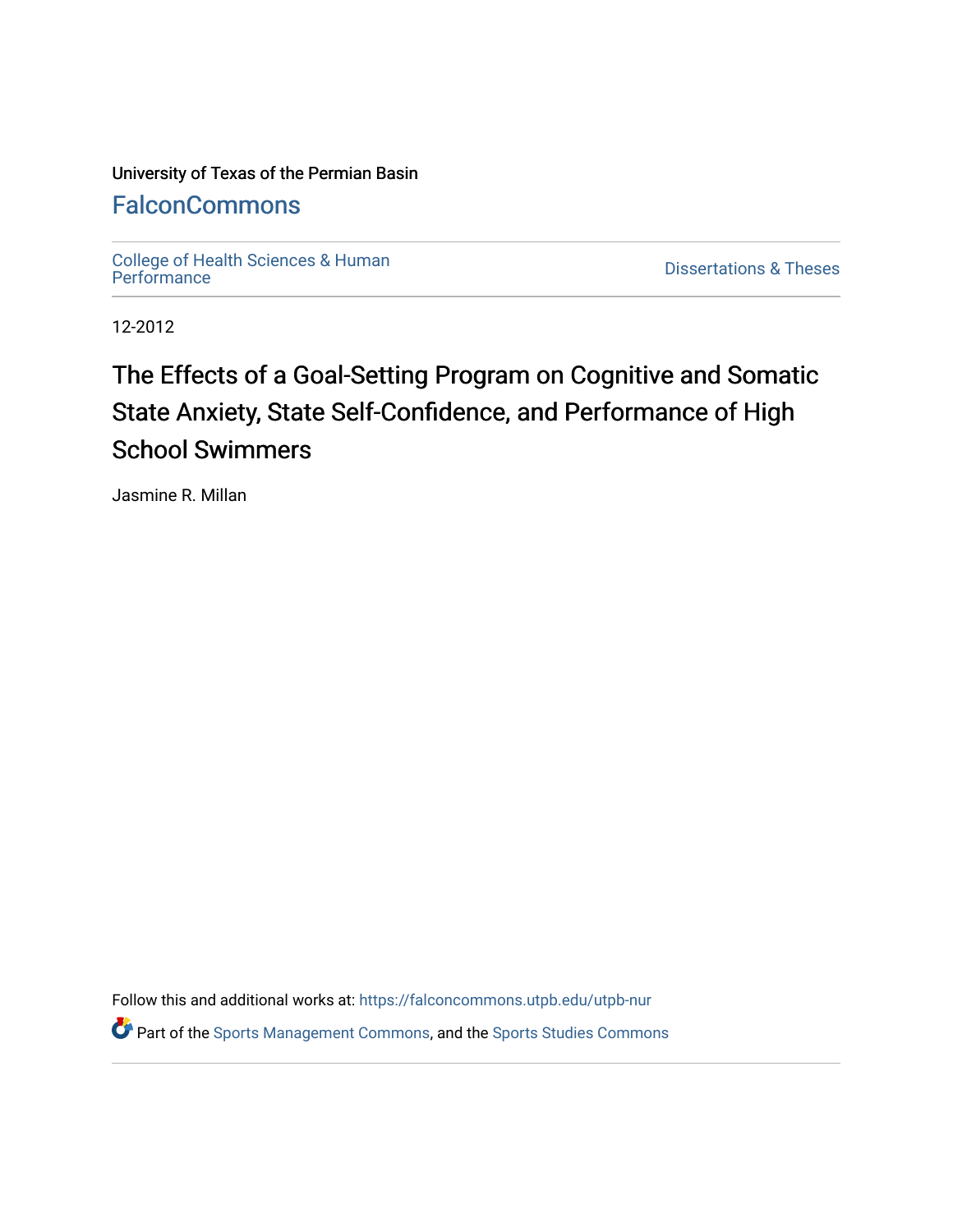University of Texas of the Permian Basin

FalconCommons

College of Health Sciences & Human Performance

Dissertations & Theses

12-2012

# The Effects of a Goal-Setting Program on Cognitive and Somatic State Anxiety, State Self-Confidence, and Performance of High School Swimmers

Jasmine R. Millan

Follow this and additional works at: https://falconcommons.utpb.edu/utpb-nur

Part of the Sports Management Commons, and the Sports Studies Commons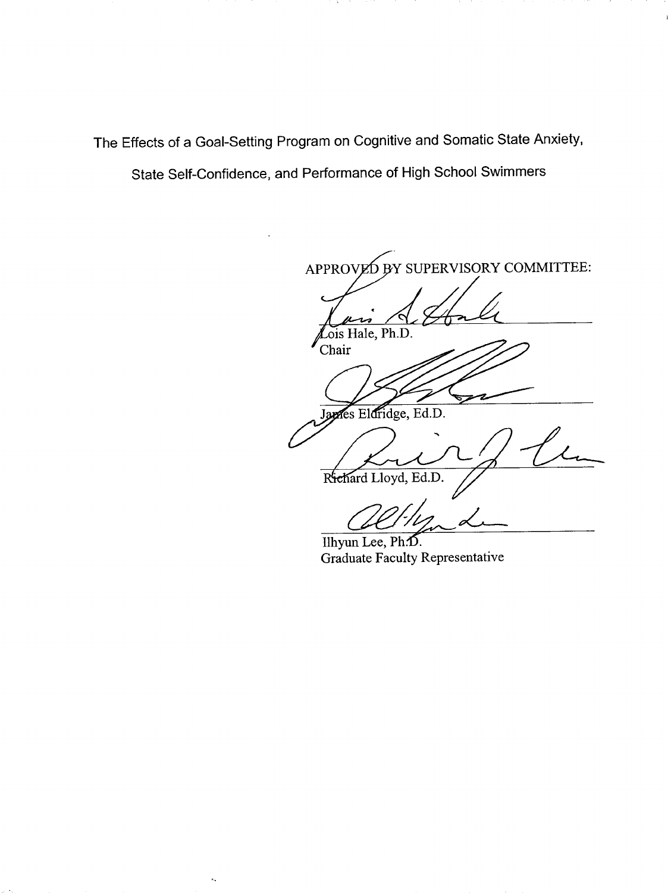The Effects of a Goal-Setting Program on Cognitive and Somatic State Anxiety, State Self-Confidence, and Performance of High School Swimmers

APPROVED BY SUPERVISORY COMMITTEE:

Lois Hale, Ph.D.
Chair

James Eldridge, Ed.D.

Richard Lloyd, Ed.D.

Ilhyun Lee, Ph.D.
Graduate Faculty Representative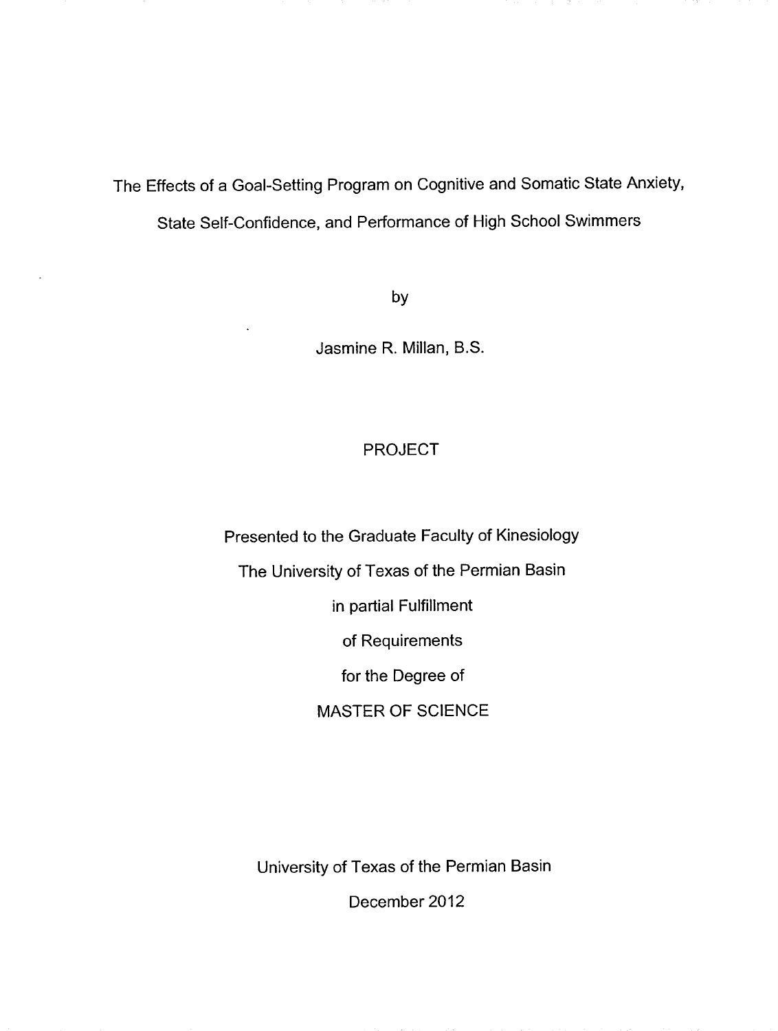The Effects of a Goal-Setting Program on Cognitive and Somatic State Anxiety, State Self-Confidence, and Performance of High School Swimmers

by

Jasmine R. Millan, B.S.

PROJECT

Presented to the Graduate Faculty of Kinesiology

The University of Texas of the Permian Basin

in partial Fulfillment

of Requirements

for the Degree of

MASTER OF SCIENCE

University of Texas of the Permian Basin

December 2012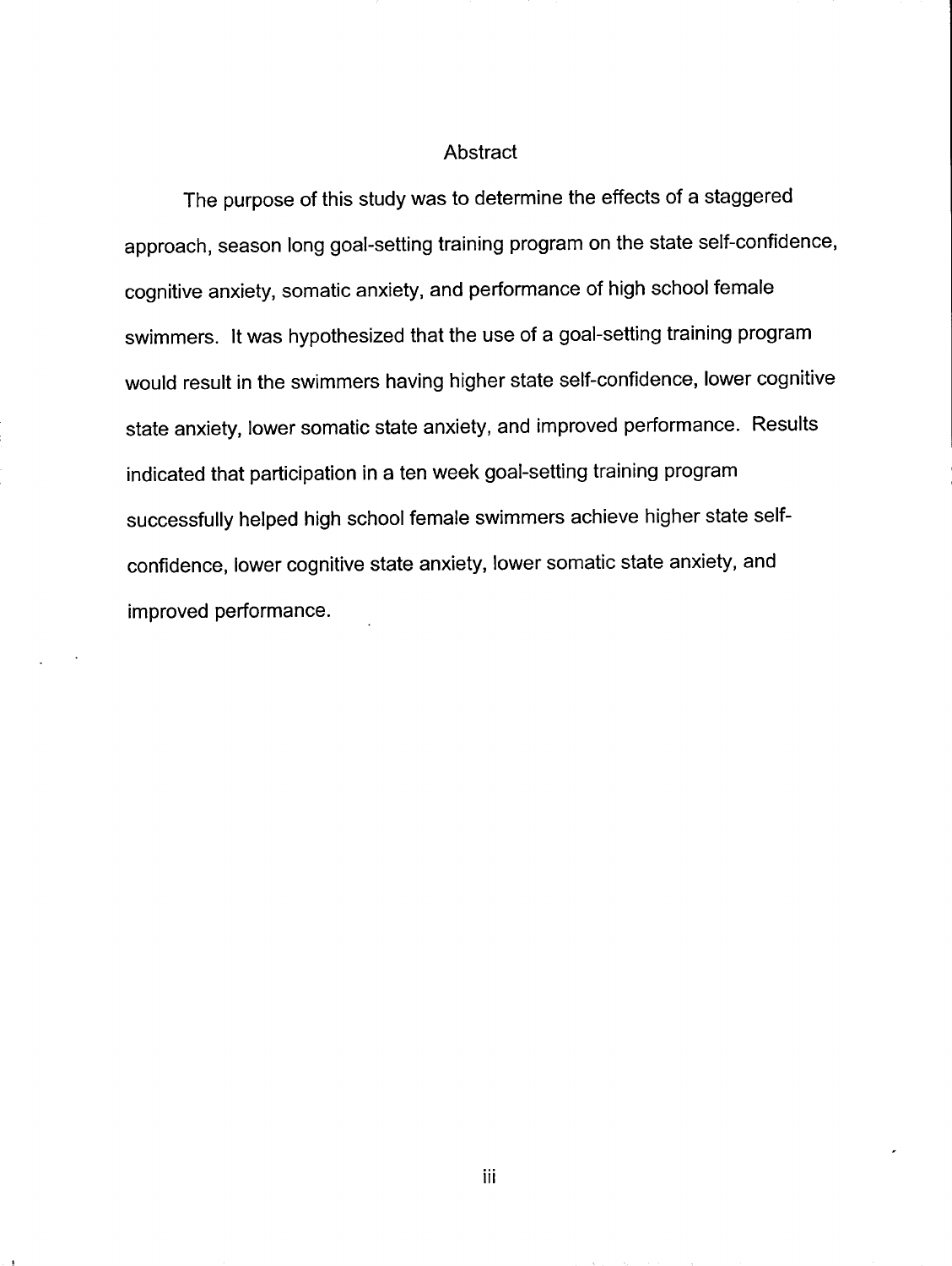# Abstract

The purpose of this study was to determine the effects of a staggered approach, season long goal-setting training program on the state self-confidence, cognitive anxiety, somatic anxiety, and performance of high school female swimmers. It was hypothesized that the use of a goal-setting training program would result in the swimmers having higher state self-confidence, lower cognitive state anxiety, lower somatic state anxiety, and improved performance. Results indicated that participation in a ten week goal-setting training program successfully helped high school female swimmers achieve higher state self-confidence, lower cognitive state anxiety, lower somatic state anxiety, and improved performance.